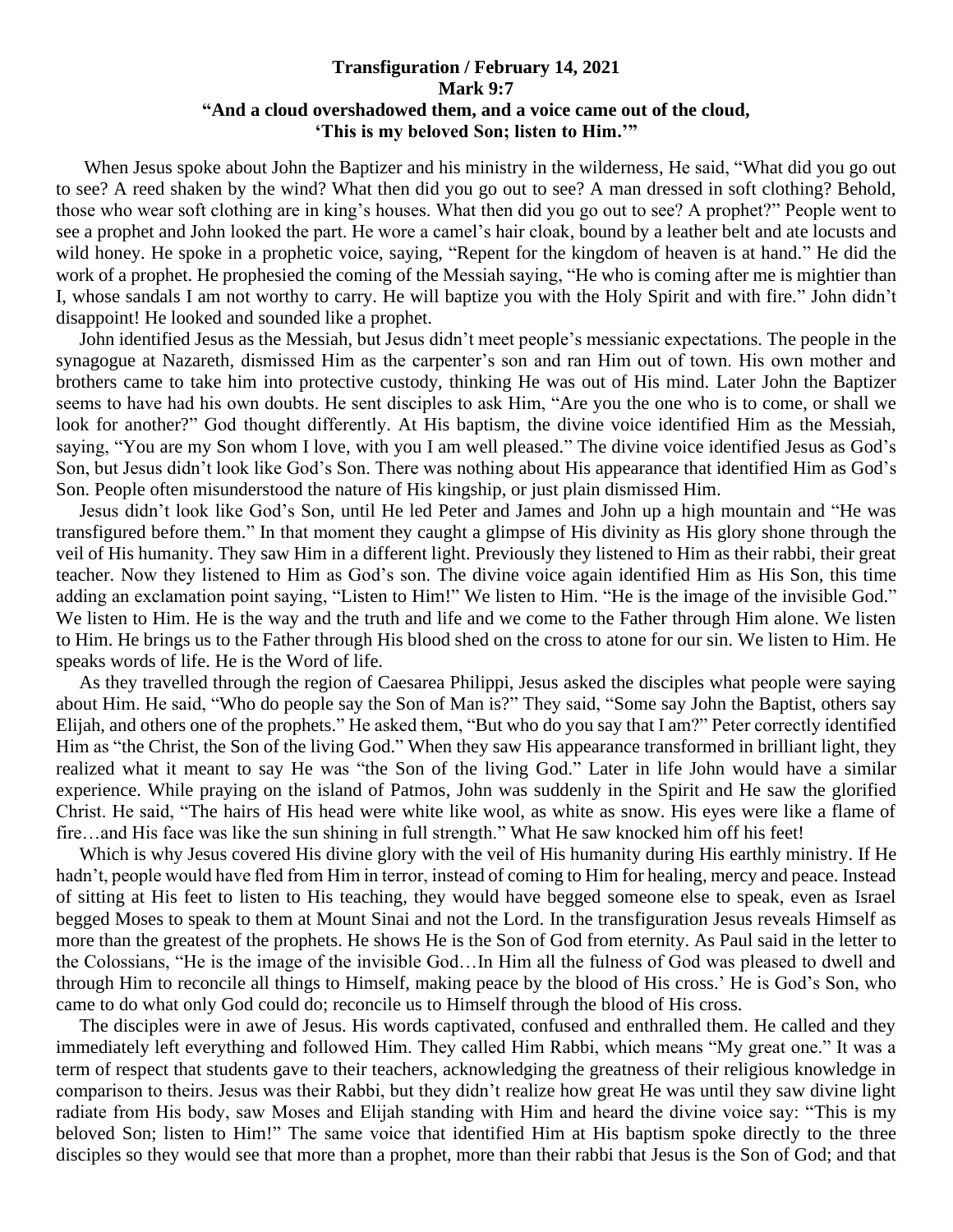**Transfiguration / February 14, 2021**
**Mark 9:7**
**"And a cloud overshadowed them, and a voice came out of the cloud, 'This is my beloved Son; listen to Him.'"**

When Jesus spoke about John the Baptizer and his ministry in the wilderness, He said, "What did you go out to see? A reed shaken by the wind? What then did you go out to see? A man dressed in soft clothing? Behold, those who wear soft clothing are in king's houses. What then did you go out to see? A prophet?" People went to see a prophet and John looked the part. He wore a camel's hair cloak, bound by a leather belt and ate locusts and wild honey. He spoke in a prophetic voice, saying, "Repent for the kingdom of heaven is at hand." He did the work of a prophet. He prophesied the coming of the Messiah saying, "He who is coming after me is mightier than I, whose sandals I am not worthy to carry. He will baptize you with the Holy Spirit and with fire." John didn't disappoint! He looked and sounded like a prophet.

John identified Jesus as the Messiah, but Jesus didn't meet people's messianic expectations. The people in the synagogue at Nazareth, dismissed Him as the carpenter's son and ran Him out of town. His own mother and brothers came to take him into protective custody, thinking He was out of His mind. Later John the Baptizer seems to have had his own doubts. He sent disciples to ask Him, "Are you the one who is to come, or shall we look for another?" God thought differently. At His baptism, the divine voice identified Him as the Messiah, saying, "You are my Son whom I love, with you I am well pleased." The divine voice identified Jesus as God's Son, but Jesus didn't look like God's Son. There was nothing about His appearance that identified Him as God's Son. People often misunderstood the nature of His kingship, or just plain dismissed Him.

Jesus didn't look like God's Son, until He led Peter and James and John up a high mountain and "He was transfigured before them." In that moment they caught a glimpse of His divinity as His glory shone through the veil of His humanity. They saw Him in a different light. Previously they listened to Him as their rabbi, their great teacher. Now they listened to Him as God's son. The divine voice again identified Him as His Son, this time adding an exclamation point saying, "Listen to Him!" We listen to Him. "He is the image of the invisible God." We listen to Him. He is the way and the truth and life and we come to the Father through Him alone. We listen to Him. He brings us to the Father through His blood shed on the cross to atone for our sin. We listen to Him. He speaks words of life. He is the Word of life.

As they travelled through the region of Caesarea Philippi, Jesus asked the disciples what people were saying about Him. He said, "Who do people say the Son of Man is?" They said, "Some say John the Baptist, others say Elijah, and others one of the prophets." He asked them, "But who do you say that I am?" Peter correctly identified Him as "the Christ, the Son of the living God." When they saw His appearance transformed in brilliant light, they realized what it meant to say He was "the Son of the living God." Later in life John would have a similar experience. While praying on the island of Patmos, John was suddenly in the Spirit and He saw the glorified Christ. He said, "The hairs of His head were white like wool, as white as snow. His eyes were like a flame of fire…and His face was like the sun shining in full strength." What He saw knocked him off his feet!

Which is why Jesus covered His divine glory with the veil of His humanity during His earthly ministry. If He hadn't, people would have fled from Him in terror, instead of coming to Him for healing, mercy and peace. Instead of sitting at His feet to listen to His teaching, they would have begged someone else to speak, even as Israel begged Moses to speak to them at Mount Sinai and not the Lord. In the transfiguration Jesus reveals Himself as more than the greatest of the prophets. He shows He is the Son of God from eternity. As Paul said in the letter to the Colossians, "He is the image of the invisible God…In Him all the fulness of God was pleased to dwell and through Him to reconcile all things to Himself, making peace by the blood of His cross.' He is God's Son, who came to do what only God could do; reconcile us to Himself through the blood of His cross.

The disciples were in awe of Jesus. His words captivated, confused and enthralled them. He called and they immediately left everything and followed Him. They called Him Rabbi, which means "My great one." It was a term of respect that students gave to their teachers, acknowledging the greatness of their religious knowledge in comparison to theirs. Jesus was their Rabbi, but they didn't realize how great He was until they saw divine light radiate from His body, saw Moses and Elijah standing with Him and heard the divine voice say: "This is my beloved Son; listen to Him!" The same voice that identified Him at His baptism spoke directly to the three disciples so they would see that more than a prophet, more than their rabbi that Jesus is the Son of God; and that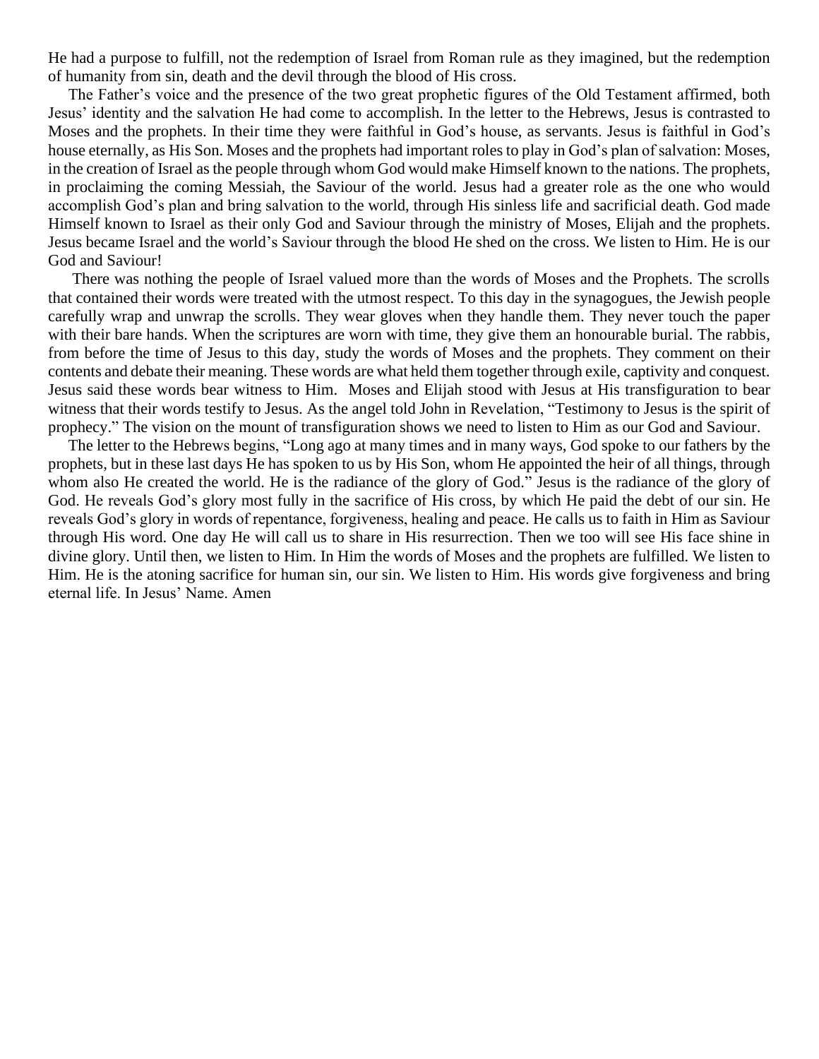He had a purpose to fulfill, not the redemption of Israel from Roman rule as they imagined, but the redemption of humanity from sin, death and the devil through the blood of His cross.

The Father's voice and the presence of the two great prophetic figures of the Old Testament affirmed, both Jesus' identity and the salvation He had come to accomplish. In the letter to the Hebrews, Jesus is contrasted to Moses and the prophets. In their time they were faithful in God's house, as servants. Jesus is faithful in God's house eternally, as His Son. Moses and the prophets had important roles to play in God's plan of salvation: Moses, in the creation of Israel as the people through whom God would make Himself known to the nations. The prophets, in proclaiming the coming Messiah, the Saviour of the world. Jesus had a greater role as the one who would accomplish God's plan and bring salvation to the world, through His sinless life and sacrificial death. God made Himself known to Israel as their only God and Saviour through the ministry of Moses, Elijah and the prophets. Jesus became Israel and the world's Saviour through the blood He shed on the cross. We listen to Him. He is our God and Saviour!

There was nothing the people of Israel valued more than the words of Moses and the Prophets. The scrolls that contained their words were treated with the utmost respect. To this day in the synagogues, the Jewish people carefully wrap and unwrap the scrolls. They wear gloves when they handle them. They never touch the paper with their bare hands. When the scriptures are worn with time, they give them an honourable burial. The rabbis, from before the time of Jesus to this day, study the words of Moses and the prophets. They comment on their contents and debate their meaning. These words are what held them together through exile, captivity and conquest. Jesus said these words bear witness to Him. Moses and Elijah stood with Jesus at His transfiguration to bear witness that their words testify to Jesus. As the angel told John in Revelation, "Testimony to Jesus is the spirit of prophecy." The vision on the mount of transfiguration shows we need to listen to Him as our God and Saviour.

The letter to the Hebrews begins, "Long ago at many times and in many ways, God spoke to our fathers by the prophets, but in these last days He has spoken to us by His Son, whom He appointed the heir of all things, through whom also He created the world. He is the radiance of the glory of God." Jesus is the radiance of the glory of God. He reveals God's glory most fully in the sacrifice of His cross, by which He paid the debt of our sin. He reveals God's glory in words of repentance, forgiveness, healing and peace. He calls us to faith in Him as Saviour through His word. One day He will call us to share in His resurrection. Then we too will see His face shine in divine glory. Until then, we listen to Him. In Him the words of Moses and the prophets are fulfilled. We listen to Him. He is the atoning sacrifice for human sin, our sin. We listen to Him. His words give forgiveness and bring eternal life. In Jesus' Name. Amen